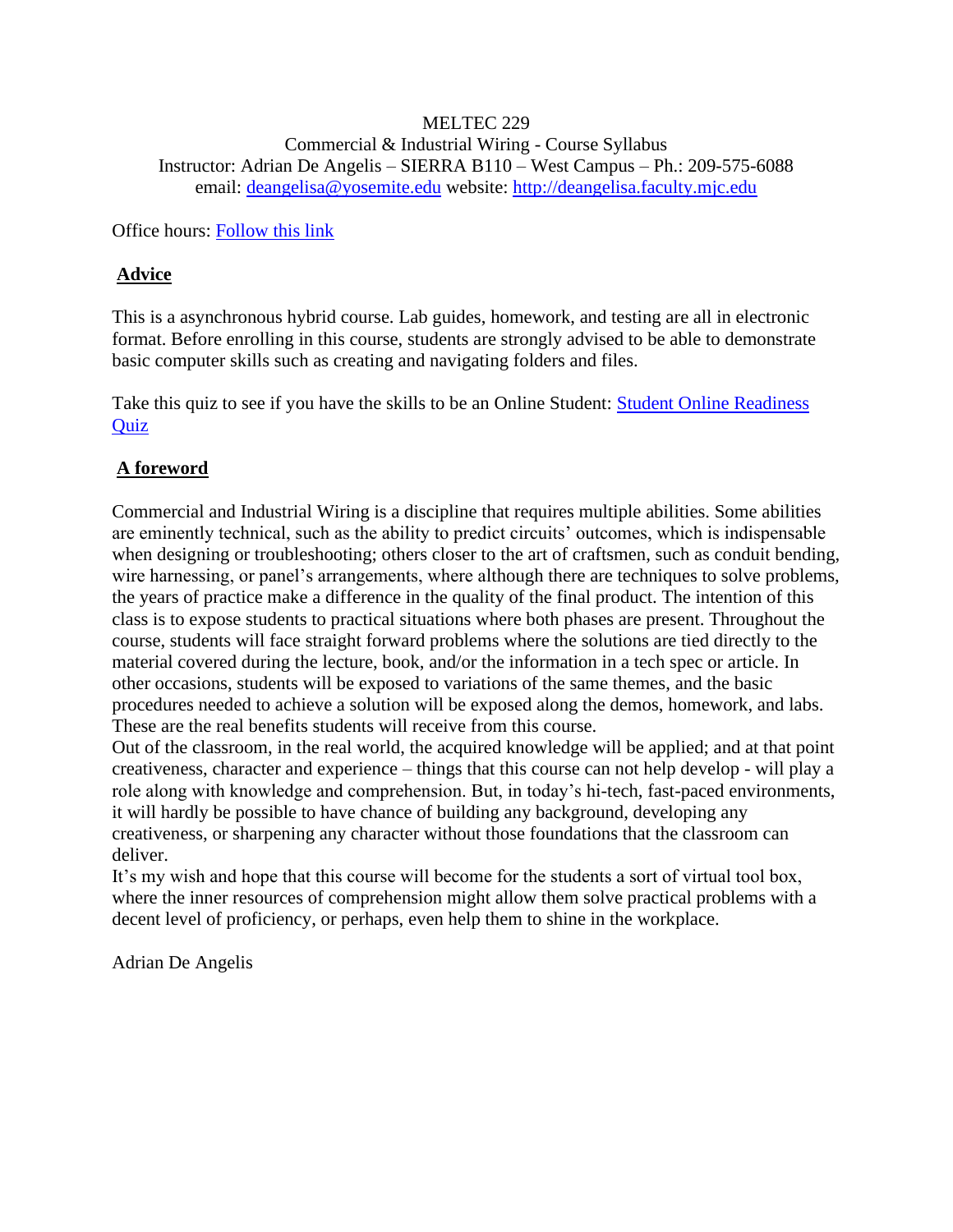MELTEC 229

Commercial & Industrial Wiring - Course Syllabus

Instructor: Adrian De Angelis – SIERRA B110 – West Campus – Ph.: 209-575-6088

email: [deangelisa@yosemite.edu](mailto:deangelisa@yosemite.edu) website: [http://deangelisa.faculty.mjc.edu](http://deangelisa.faculty.mjc.edu)

Office hours: Follow this link

## Advice

This is a asynchronous hybrid course. Lab guides, homework, and testing are all in electronic format. Before enrolling in this course, students are strongly advised to be able to demonstrate basic computer skills such as creating and navigating folders and files.

Take this quiz to see if you have the skills to be an Online Student: Student Online Readiness Quiz

## A foreword

Commercial and Industrial Wiring is a discipline that requires multiple abilities. Some abilities are eminently technical, such as the ability to predict circuits' outcomes, which is indispensable when designing or troubleshooting; others closer to the art of craftsmen, such as conduit bending, wire harnessing, or panel's arrangements, where although there are techniques to solve problems, the years of practice make a difference in the quality of the final product. The intention of this class is to expose students to practical situations where both phases are present. Throughout the course, students will face straight forward problems where the solutions are tied directly to the material covered during the lecture, book, and/or the information in a tech spec or article. In other occasions, students will be exposed to variations of the same themes, and the basic procedures needed to achieve a solution will be exposed along the demos, homework, and labs. These are the real benefits students will receive from this course.

Out of the classroom, in the real world, the acquired knowledge will be applied; and at that point creativeness, character and experience – things that this course can not help develop - will play a role along with knowledge and comprehension. But, in today's hi-tech, fast-paced environments, it will hardly be possible to have chance of building any background, developing any creativeness, or sharpening any character without those foundations that the classroom can deliver.

It's my wish and hope that this course will become for the students a sort of virtual tool box, where the inner resources of comprehension might allow them solve practical problems with a decent level of proficiency, or perhaps, even help them to shine in the workplace.

Adrian De Angelis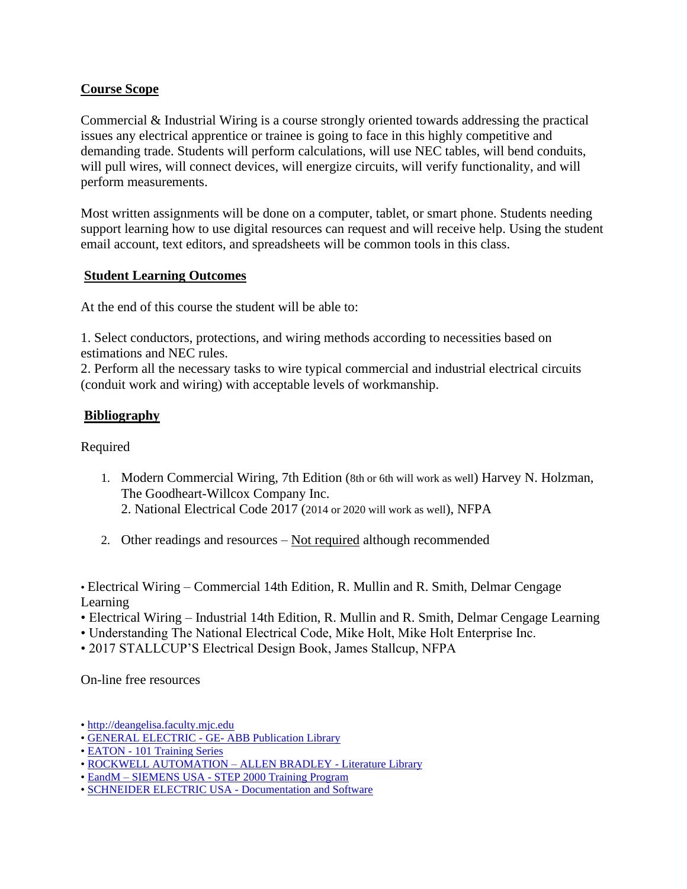## Course Scope

Commercial & Industrial Wiring is a course strongly oriented towards addressing the practical issues any electrical apprentice or trainee is going to face in this highly competitive and demanding trade. Students will perform calculations, will use NEC tables, will bend conduits, will pull wires, will connect devices, will energize circuits, will verify functionality, and will perform measurements.

Most written assignments will be done on a computer, tablet, or smart phone. Students needing support learning how to use digital resources can request and will receive help. Using the student email account, text editors, and spreadsheets will be common tools in this class.

## Student Learning Outcomes

At the end of this course the student will be able to:

1. Select conductors, protections, and wiring methods according to necessities based on estimations and NEC rules.
2. Perform all the necessary tasks to wire typical commercial and industrial electrical circuits (conduit work and wiring) with acceptable levels of workmanship.

## Bibliography

Required

1. Modern Commercial Wiring, 7th Edition (8th or 6th will work as well) Harvey N. Holzman, The Goodheart-Willcox Company Inc.
   2. National Electrical Code 2017 (2014 or 2020 will work as well), NFPA

2. Other readings and resources – Not required although recommended

- Electrical Wiring – Commercial 14th Edition, R. Mullin and R. Smith, Delmar Cengage Learning
- Electrical Wiring – Industrial 14th Edition, R. Mullin and R. Smith, Delmar Cengage Learning
- Understanding The National Electrical Code, Mike Holt, Mike Holt Enterprise Inc.
- 2017 STALLCUP'S Electrical Design Book, James Stallcup, NFPA

On-line free resources

- http://deangelisa.faculty.mjc.edu
- GENERAL ELECTRIC - GE- ABB Publication Library
- EATON - 101 Training Series
- ROCKWELL AUTOMATION – ALLEN BRADLEY - Literature Library
- EandM – SIEMENS USA - STEP 2000 Training Program
- SCHNEIDER ELECTRIC USA - Documentation and Software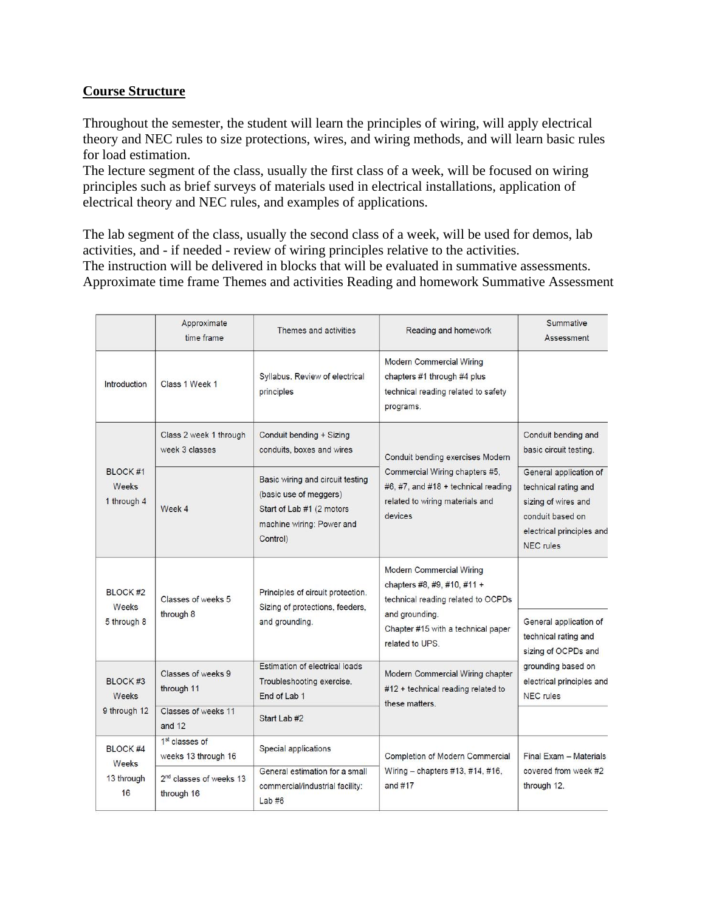**Course Structure**

Throughout the semester, the student will learn the principles of wiring, will apply electrical theory and NEC rules to size protections, wires, and wiring methods, and will learn basic rules for load estimation.
The lecture segment of the class, usually the first class of a week, will be focused on wiring principles such as brief surveys of materials used in electrical installations, application of electrical theory and NEC rules, and examples of applications.

The lab segment of the class, usually the second class of a week, will be used for demos, lab activities, and - if needed - review of wiring principles relative to the activities.
The instruction will be delivered in blocks that will be evaluated in summative assessments.
Approximate time frame Themes and activities Reading and homework Summative Assessment

| | Approximate time frame | Themes and activities | Reading and homework | Summative Assessment |
|---|---|---|---|---|
| Introduction | Class 1 Week 1 | Syllabus. Review of electrical principles | Modern Commercial Wiring chapters #1 through #4 plus technical reading related to safety programs. | |
| BLOCK #1 Weeks 1 through 4 | Class 2 week 1 through week 3 classes | Conduit bending + Sizing conduits, boxes and wires | Conduit bending exercises Modern Commercial Wiring chapters #5, #6, #7, and #18 + technical reading related to wiring materials and devices | Conduit bending and basic circuit testing. |
| | Week 4 | Basic wiring and circuit testing (basic use of meggers) Start of Lab #1 (2 motors machine wiring: Power and Control) | | General application of technical rating and sizing of wires and conduit based on electrical principles and NEC rules |
| BLOCK #2 Weeks 5 through 8 | Classes of weeks 5 through 8 | Principles of circuit protection. Sizing of protections, feeders, and grounding. | Modern Commercial Wiring chapters #8, #9, #10, #11 + technical reading related to OCPDs and grounding. Chapter #15 with a technical paper related to UPS. | General application of technical rating and sizing of OCPDs and grounding based on electrical principles and NEC rules |
| BLOCK #3 Weeks 9 through 12 | Classes of weeks 9 through 11 | Estimation of electrical loads Troubleshooting exercise. End of Lab 1 | Modern Commercial Wiring chapter #12 + technical reading related to these matters. | |
| | Classes of weeks 11 and 12 | Start Lab #2 | | |
| BLOCK #4 Weeks 13 through 16 | 1st classes of weeks 13 through 16 | Special applications | Completion of Modern Commercial Wiring – chapters #13, #14, #16, and #17 | Final Exam – Materials covered from week #2 through 12. |
| | 2nd classes of weeks 13 through 16 | General estimation for a small commercial/industrial facility: Lab #6 | | |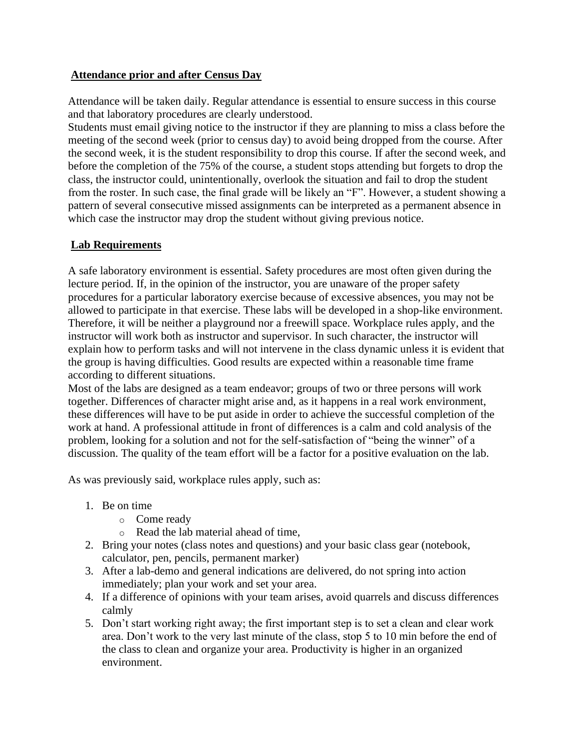## Attendance prior and after Census Day

Attendance will be taken daily. Regular attendance is essential to ensure success in this course and that laboratory procedures are clearly understood.
Students must email giving notice to the instructor if they are planning to miss a class before the meeting of the second week (prior to census day) to avoid being dropped from the course. After the second week, it is the student responsibility to drop this course. If after the second week, and before the completion of the 75% of the course, a student stops attending but forgets to drop the class, the instructor could, unintentionally, overlook the situation and fail to drop the student from the roster. In such case, the final grade will be likely an "F". However, a student showing a pattern of several consecutive missed assignments can be interpreted as a permanent absence in which case the instructor may drop the student without giving previous notice.

## Lab Requirements

A safe laboratory environment is essential. Safety procedures are most often given during the lecture period. If, in the opinion of the instructor, you are unaware of the proper safety procedures for a particular laboratory exercise because of excessive absences, you may not be allowed to participate in that exercise. These labs will be developed in a shop-like environment. Therefore, it will be neither a playground nor a freewill space. Workplace rules apply, and the instructor will work both as instructor and supervisor. In such character, the instructor will explain how to perform tasks and will not intervene in the class dynamic unless it is evident that the group is having difficulties. Good results are expected within a reasonable time frame according to different situations.
Most of the labs are designed as a team endeavor; groups of two or three persons will work together. Differences of character might arise and, as it happens in a real work environment, these differences will have to be put aside in order to achieve the successful completion of the work at hand. A professional attitude in front of differences is a calm and cold analysis of the problem, looking for a solution and not for the self-satisfaction of "being the winner" of a discussion. The quality of the team effort will be a factor for a positive evaluation on the lab.

As was previously said, workplace rules apply, such as:

1. Be on time
   - Come ready
   - Read the lab material ahead of time,
2. Bring your notes (class notes and questions) and your basic class gear (notebook, calculator, pen, pencils, permanent marker)
3. After a lab-demo and general indications are delivered, do not spring into action immediately; plan your work and set your area.
4. If a difference of opinions with your team arises, avoid quarrels and discuss differences calmly
5. Don't start working right away; the first important step is to set a clean and clear work area. Don't work to the very last minute of the class, stop 5 to 10 min before the end of the class to clean and organize your area. Productivity is higher in an organized environment.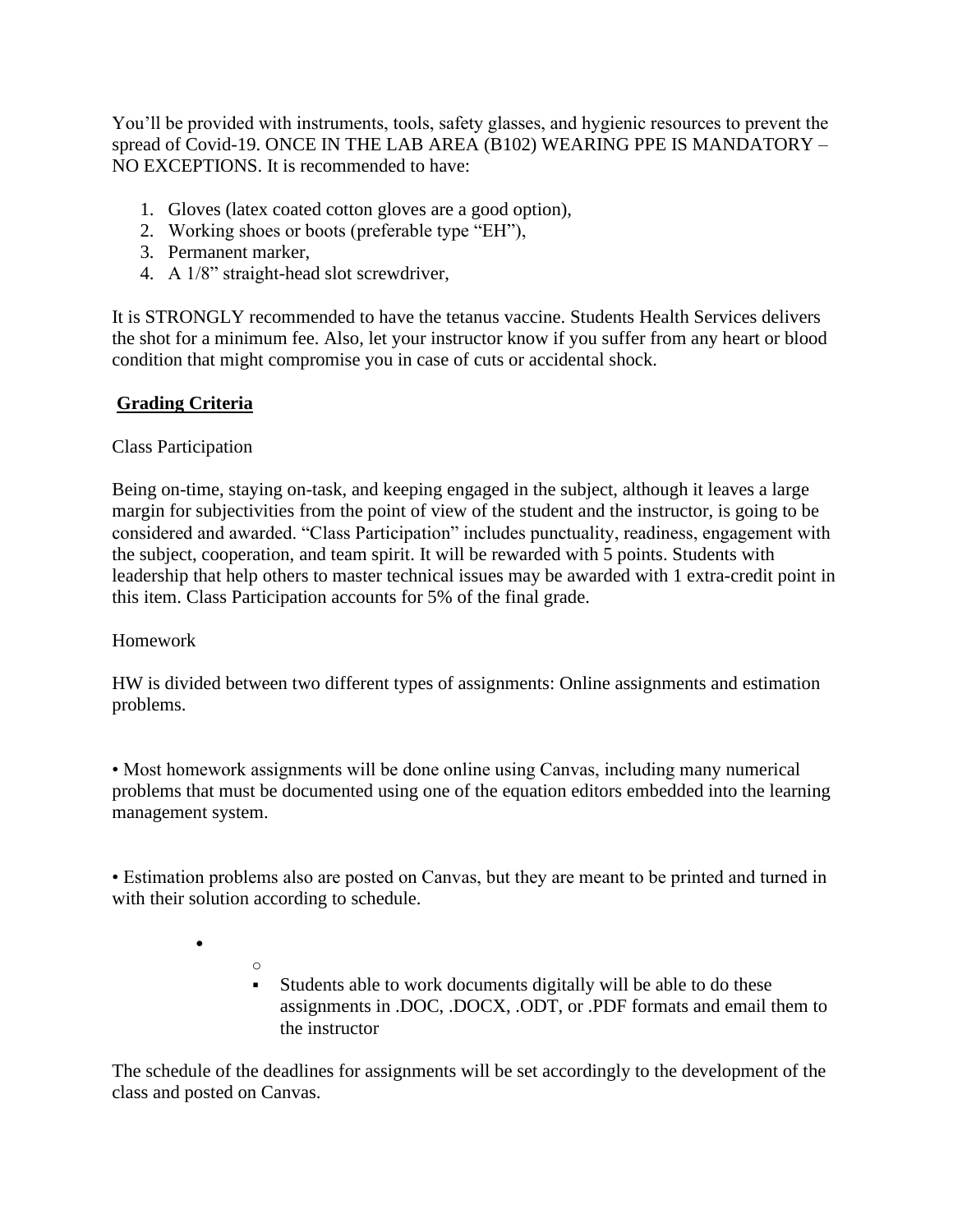You'll be provided with instruments, tools, safety glasses, and hygienic resources to prevent the spread of Covid-19. ONCE IN THE LAB AREA (B102) WEARING PPE IS MANDATORY – NO EXCEPTIONS. It is recommended to have:

1. Gloves (latex coated cotton gloves are a good option),
2. Working shoes or boots (preferable type "EH"),
3. Permanent marker,
4. A 1/8" straight-head slot screwdriver,

It is STRONGLY recommended to have the tetanus vaccine. Students Health Services delivers the shot for a minimum fee. Also, let your instructor know if you suffer from any heart or blood condition that might compromise you in case of cuts or accidental shock.

## Grading Criteria

Class Participation

Being on-time, staying on-task, and keeping engaged in the subject, although it leaves a large margin for subjectivities from the point of view of the student and the instructor, is going to be considered and awarded. "Class Participation" includes punctuality, readiness, engagement with the subject, cooperation, and team spirit. It will be rewarded with 5 points. Students with leadership that help others to master technical issues may be awarded with 1 extra-credit point in this item. Class Participation accounts for 5% of the final grade.

Homework

HW is divided between two different types of assignments: Online assignments and estimation problems.

- Most homework assignments will be done online using Canvas, including many numerical problems that must be documented using one of the equation editors embedded into the learning management system.

- Estimation problems also are posted on Canvas, but they are meant to be printed and turned in with their solution according to schedule.

  - Students able to work documents digitally will be able to do these assignments in .DOC, .DOCX, .ODT, or .PDF formats and email them to the instructor

The schedule of the deadlines for assignments will be set accordingly to the development of the class and posted on Canvas.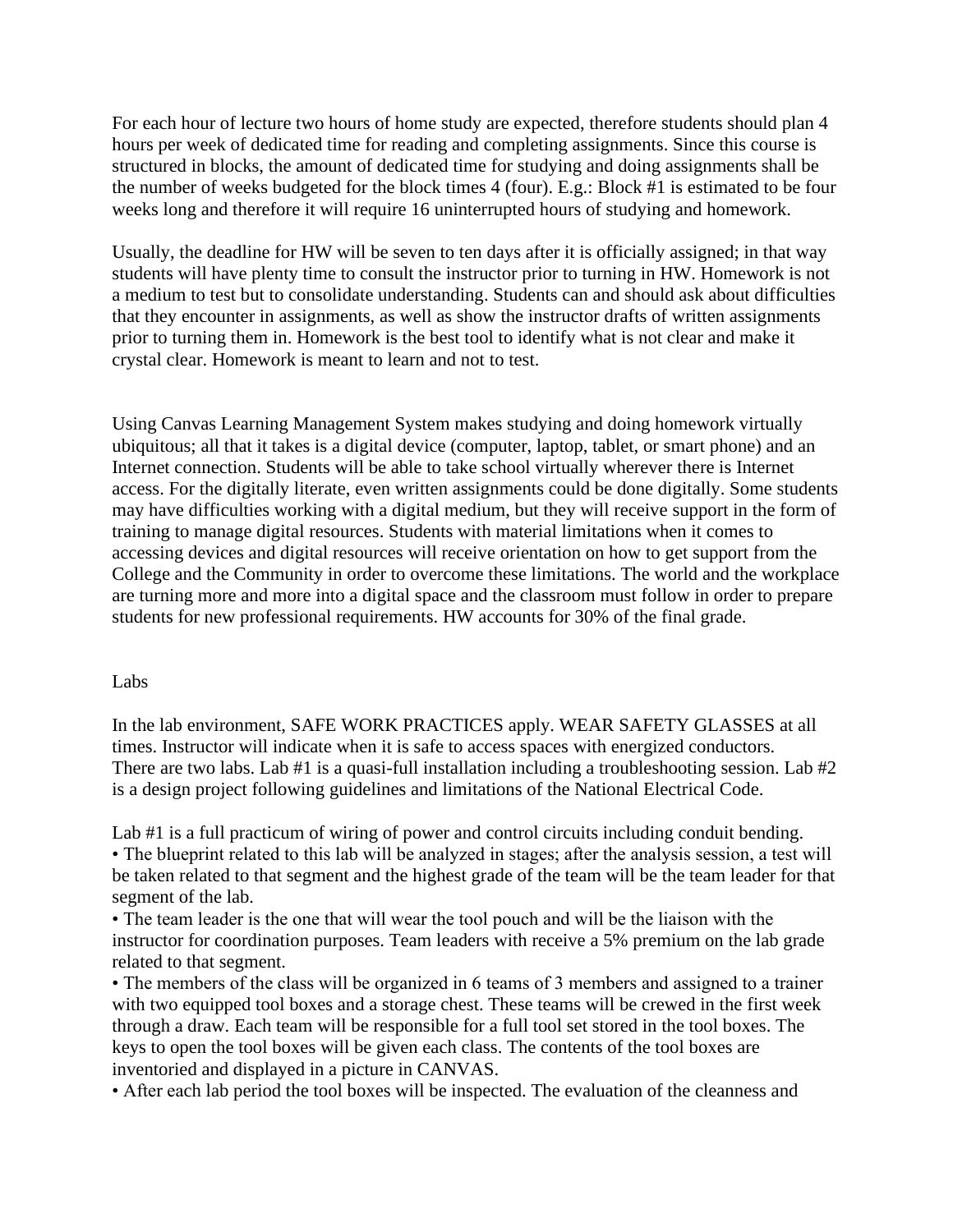For each hour of lecture two hours of home study are expected, therefore students should plan 4 hours per week of dedicated time for reading and completing assignments. Since this course is structured in blocks, the amount of dedicated time for studying and doing assignments shall be the number of weeks budgeted for the block times 4 (four). E.g.: Block #1 is estimated to be four weeks long and therefore it will require 16 uninterrupted hours of studying and homework.

Usually, the deadline for HW will be seven to ten days after it is officially assigned; in that way students will have plenty time to consult the instructor prior to turning in HW. Homework is not a medium to test but to consolidate understanding. Students can and should ask about difficulties that they encounter in assignments, as well as show the instructor drafts of written assignments prior to turning them in. Homework is the best tool to identify what is not clear and make it crystal clear. Homework is meant to learn and not to test.

Using Canvas Learning Management System makes studying and doing homework virtually ubiquitous; all that it takes is a digital device (computer, laptop, tablet, or smart phone) and an Internet connection. Students will be able to take school virtually wherever there is Internet access. For the digitally literate, even written assignments could be done digitally. Some students may have difficulties working with a digital medium, but they will receive support in the form of training to manage digital resources. Students with material limitations when it comes to accessing devices and digital resources will receive orientation on how to get support from the College and the Community in order to overcome these limitations. The world and the workplace are turning more and more into a digital space and the classroom must follow in order to prepare students for new professional requirements. HW accounts for 30% of the final grade.

Labs

In the lab environment, SAFE WORK PRACTICES apply. WEAR SAFETY GLASSES at all times. Instructor will indicate when it is safe to access spaces with energized conductors. There are two labs. Lab #1 is a quasi-full installation including a troubleshooting session. Lab #2 is a design project following guidelines and limitations of the National Electrical Code.

Lab #1 is a full practicum of wiring of power and control circuits including conduit bending.

- The blueprint related to this lab will be analyzed in stages; after the analysis session, a test will be taken related to that segment and the highest grade of the team will be the team leader for that segment of the lab.
- The team leader is the one that will wear the tool pouch and will be the liaison with the instructor for coordination purposes. Team leaders with receive a 5% premium on the lab grade related to that segment.
- The members of the class will be organized in 6 teams of 3 members and assigned to a trainer with two equipped tool boxes and a storage chest. These teams will be crewed in the first week through a draw. Each team will be responsible for a full tool set stored in the tool boxes. The keys to open the tool boxes will be given each class. The contents of the tool boxes are inventoried and displayed in a picture in CANVAS.
- After each lab period the tool boxes will be inspected. The evaluation of the cleanness and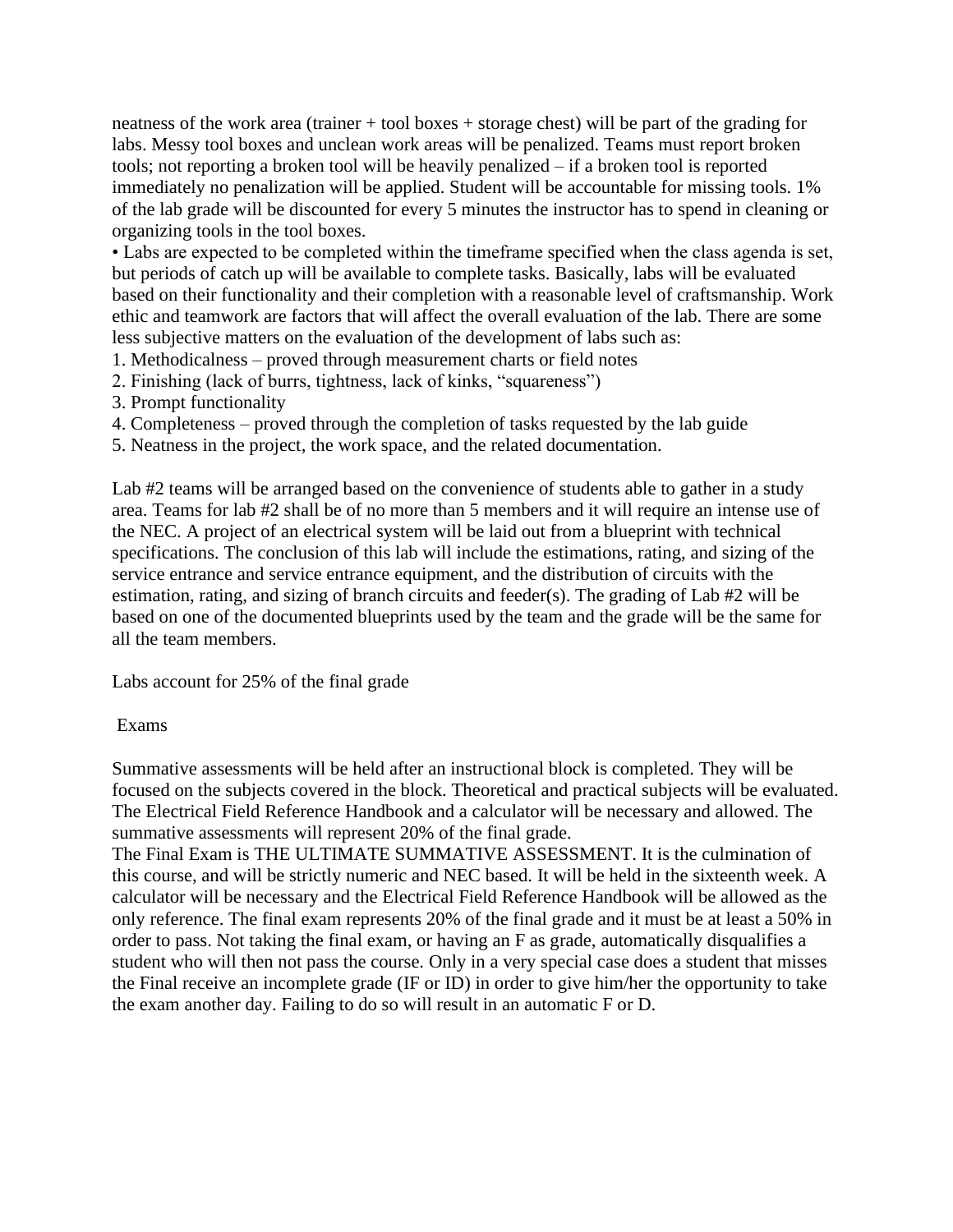neatness of the work area (trainer + tool boxes + storage chest) will be part of the grading for labs. Messy tool boxes and unclean work areas will be penalized. Teams must report broken tools; not reporting a broken tool will be heavily penalized – if a broken tool is reported immediately no penalization will be applied. Student will be accountable for missing tools. 1% of the lab grade will be discounted for every 5 minutes the instructor has to spend in cleaning or organizing tools in the tool boxes.

• Labs are expected to be completed within the timeframe specified when the class agenda is set, but periods of catch up will be available to complete tasks. Basically, labs will be evaluated based on their functionality and their completion with a reasonable level of craftsmanship. Work ethic and teamwork are factors that will affect the overall evaluation of the lab. There are some less subjective matters on the evaluation of the development of labs such as:

1. Methodicalness – proved through measurement charts or field notes
2. Finishing (lack of burrs, tightness, lack of kinks, "squareness")
3. Prompt functionality
4. Completeness – proved through the completion of tasks requested by the lab guide
5. Neatness in the project, the work space, and the related documentation.

Lab #2 teams will be arranged based on the convenience of students able to gather in a study area. Teams for lab #2 shall be of no more than 5 members and it will require an intense use of the NEC. A project of an electrical system will be laid out from a blueprint with technical specifications. The conclusion of this lab will include the estimations, rating, and sizing of the service entrance and service entrance equipment, and the distribution of circuits with the estimation, rating, and sizing of branch circuits and feeder(s). The grading of Lab #2 will be based on one of the documented blueprints used by the team and the grade will be the same for all the team members.

Labs account for 25% of the final grade

## Exams

Summative assessments will be held after an instructional block is completed. They will be focused on the subjects covered in the block. Theoretical and practical subjects will be evaluated. The Electrical Field Reference Handbook and a calculator will be necessary and allowed. The summative assessments will represent 20% of the final grade.

The Final Exam is THE ULTIMATE SUMMATIVE ASSESSMENT. It is the culmination of this course, and will be strictly numeric and NEC based. It will be held in the sixteenth week. A calculator will be necessary and the Electrical Field Reference Handbook will be allowed as the only reference. The final exam represents 20% of the final grade and it must be at least a 50% in order to pass. Not taking the final exam, or having an F as grade, automatically disqualifies a student who will then not pass the course. Only in a very special case does a student that misses the Final receive an incomplete grade (IF or ID) in order to give him/her the opportunity to take the exam another day. Failing to do so will result in an automatic F or D.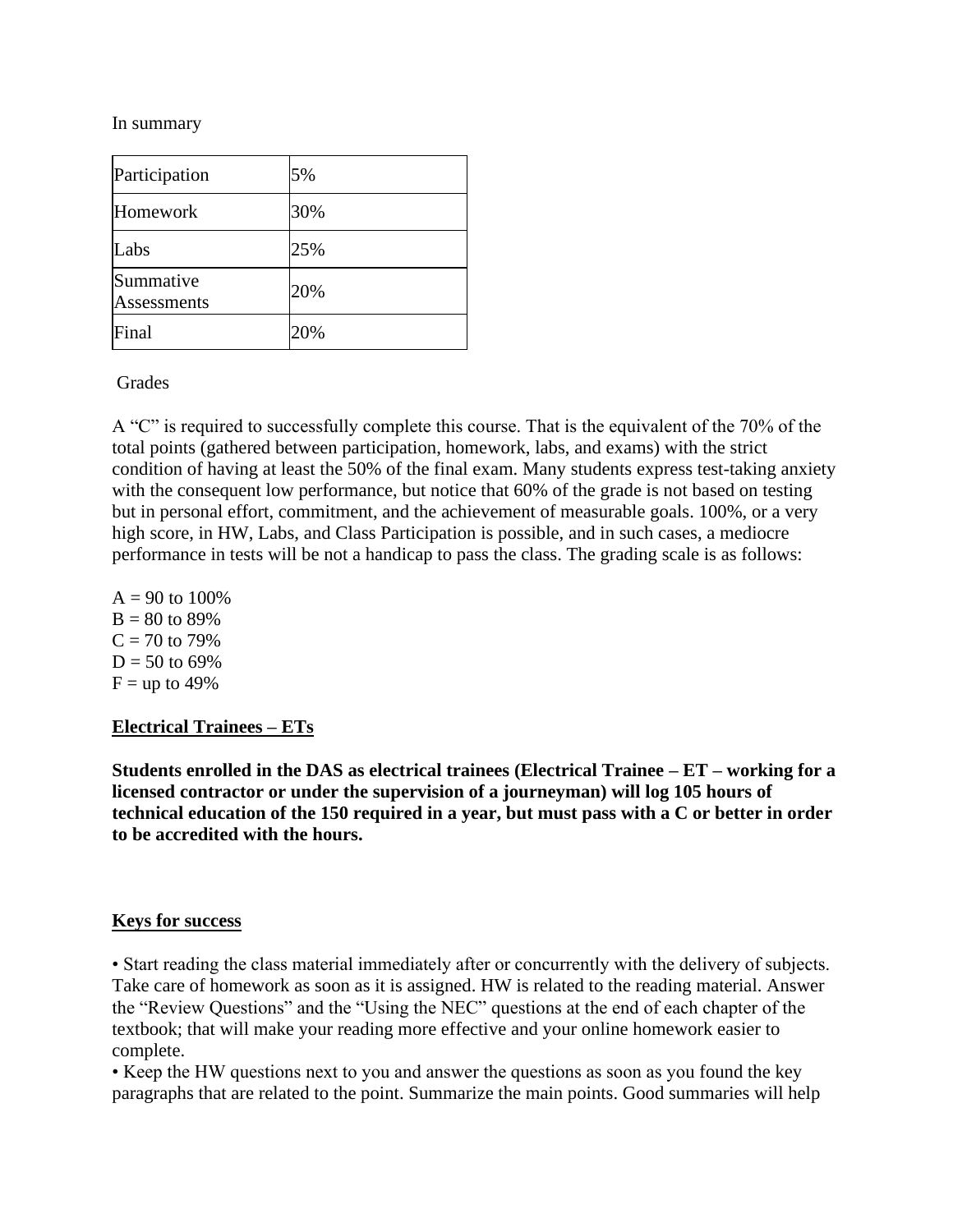In summary

| Participation | 5% |
|---|---|
| Homework | 30% |
| Labs | 25% |
| Summative Assessments | 20% |
| Final | 20% |

Grades

A "C" is required to successfully complete this course. That is the equivalent of the 70% of the total points (gathered between participation, homework, labs, and exams) with the strict condition of having at least the 50% of the final exam. Many students express test-taking anxiety with the consequent low performance, but notice that 60% of the grade is not based on testing but in personal effort, commitment, and the achievement of measurable goals. 100%, or a very high score, in HW, Labs, and Class Participation is possible, and in such cases, a mediocre performance in tests will be not a handicap to pass the class. The grading scale is as follows:

A = 90 to 100%
B = 80 to 89%
C = 70 to 79%
D = 50 to 69%
F = up to 49%

## Electrical Trainees – ETs

**Students enrolled in the DAS as electrical trainees (Electrical Trainee – ET – working for a licensed contractor or under the supervision of a journeyman) will log 105 hours of technical education of the 150 required in a year, but must pass with a C or better in order to be accredited with the hours.**

## Keys for success

- Start reading the class material immediately after or concurrently with the delivery of subjects. Take care of homework as soon as it is assigned. HW is related to the reading material. Answer the "Review Questions" and the "Using the NEC" questions at the end of each chapter of the textbook; that will make your reading more effective and your online homework easier to complete.
- Keep the HW questions next to you and answer the questions as soon as you found the key paragraphs that are related to the point. Summarize the main points. Good summaries will help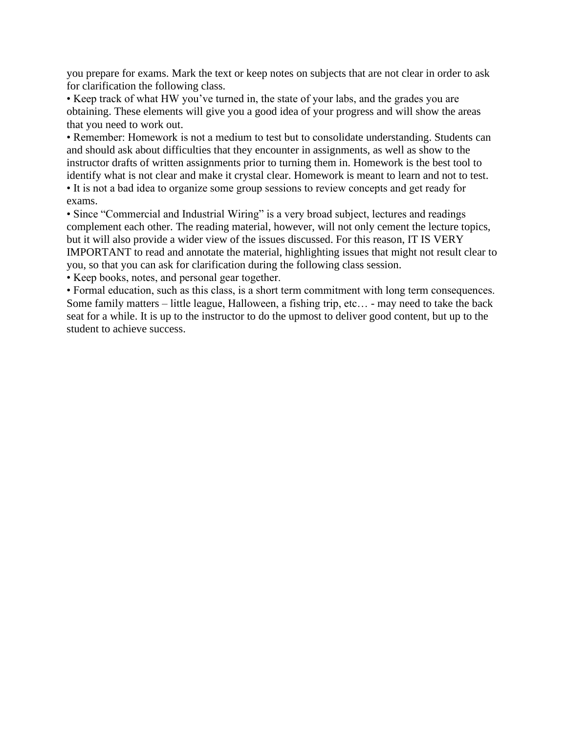you prepare for exams. Mark the text or keep notes on subjects that are not clear in order to ask for clarification the following class.

- Keep track of what HW you've turned in, the state of your labs, and the grades you are obtaining. These elements will give you a good idea of your progress and will show the areas that you need to work out.
- Remember: Homework is not a medium to test but to consolidate understanding. Students can and should ask about difficulties that they encounter in assignments, as well as show to the instructor drafts of written assignments prior to turning them in. Homework is the best tool to identify what is not clear and make it crystal clear. Homework is meant to learn and not to test.
- It is not a bad idea to organize some group sessions to review concepts and get ready for exams.
- Since "Commercial and Industrial Wiring" is a very broad subject, lectures and readings complement each other. The reading material, however, will not only cement the lecture topics, but it will also provide a wider view of the issues discussed. For this reason, IT IS VERY IMPORTANT to read and annotate the material, highlighting issues that might not result clear to you, so that you can ask for clarification during the following class session.
- Keep books, notes, and personal gear together.
- Formal education, such as this class, is a short term commitment with long term consequences. Some family matters – little league, Halloween, a fishing trip, etc… - may need to take the back seat for a while. It is up to the instructor to do the upmost to deliver good content, but up to the student to achieve success.